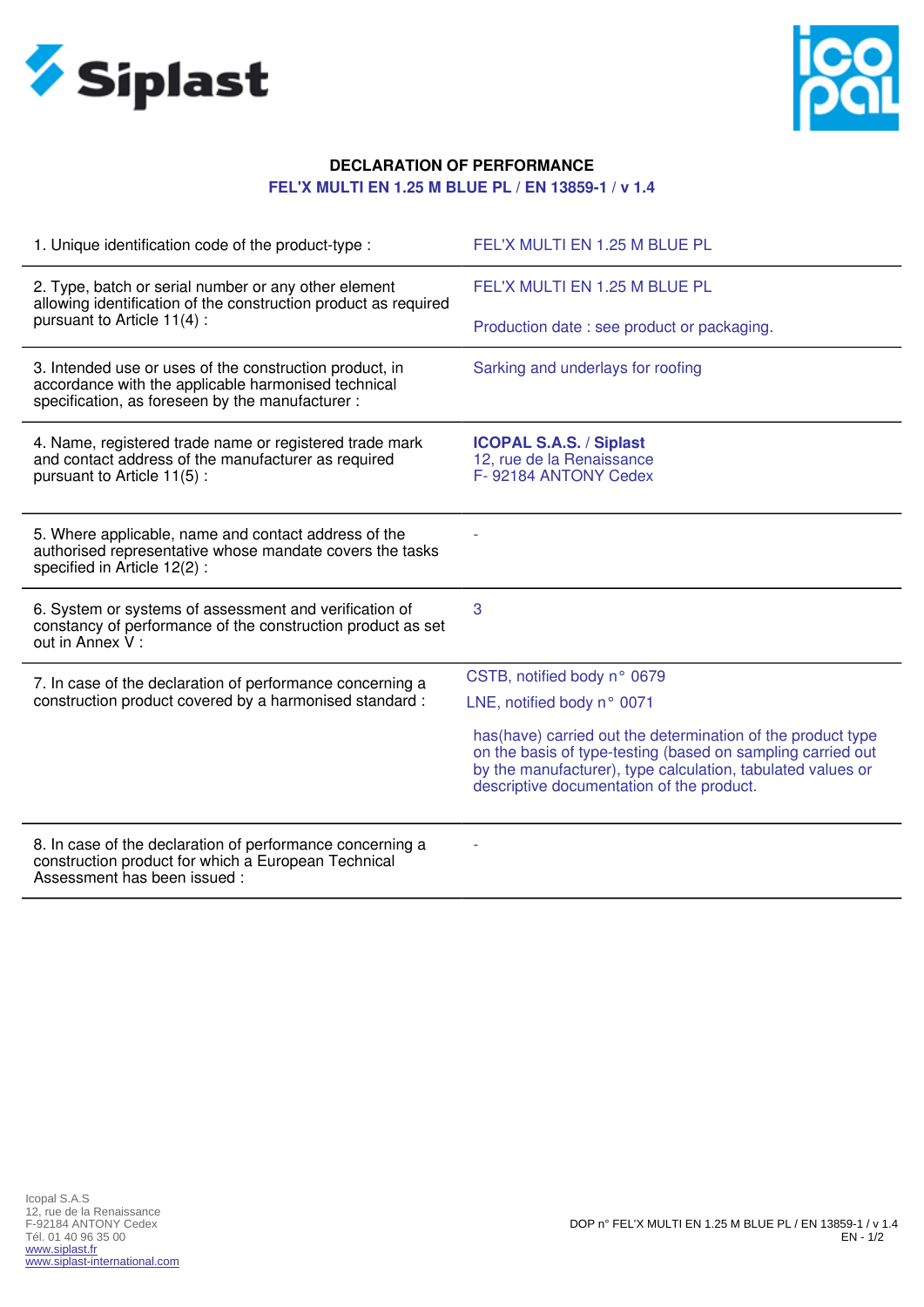# DECLARATION OF PERFORMANCE

## FEL'X MULTI EN 1.25 M BLUE PL / EN 13859-1 / v 1.4

| | |
|---|---|
| 1. Unique identification code of the product-type : | FEL'X MULTI EN 1.25 M BLUE PL |
| 2. Type, batch or serial number or any other element allowing identification of the construction product as required pursuant to Article 11(4) : | FEL'X MULTI EN 1.25 M BLUE PL<br><br>Production date : see product or packaging. |
| 3. Intended use or uses of the construction product, in accordance with the applicable harmonised technical specification, as foreseen by the manufacturer : | Sarking and underlays for roofing |
| 4. Name, registered trade name or registered trade mark and contact address of the manufacturer as required pursuant to Article 11(5) : | **ICOPAL S.A.S.** / **Siplast**<br>12, rue de la Renaissance<br>F- 92184 ANTONY Cedex |
| 5. Where applicable, name and contact address of the authorised representative whose mandate covers the tasks specified in Article 12(2) : | - |
| 6. System or systems of assessment and verification of constancy of performance of the construction product as set out in Annex V : | 3 |
| 7. In case of the declaration of performance concerning a construction product covered by a harmonised standard : | CSTB, notified body n° 0679<br>LNE, notified body n° 0071<br><br>has(have) carried out the determination of the product type on the basis of type-testing (based on sampling carried out by the manufacturer), type calculation, tabulated values or descriptive documentation of the product. |
| 8. In case of the declaration of performance concerning a construction product for which a European Technical Assessment has been issued : | - |

Icopal S.A.S
12, rue de la Renaissance
F-92184 ANTONY Cedex
Tél. 01 40 96 35 00
www.siplast.fr
www.siplast-international.com

DOP n° FEL'X MULTI EN 1.25 M BLUE PL / EN 13859-1 / v 1.4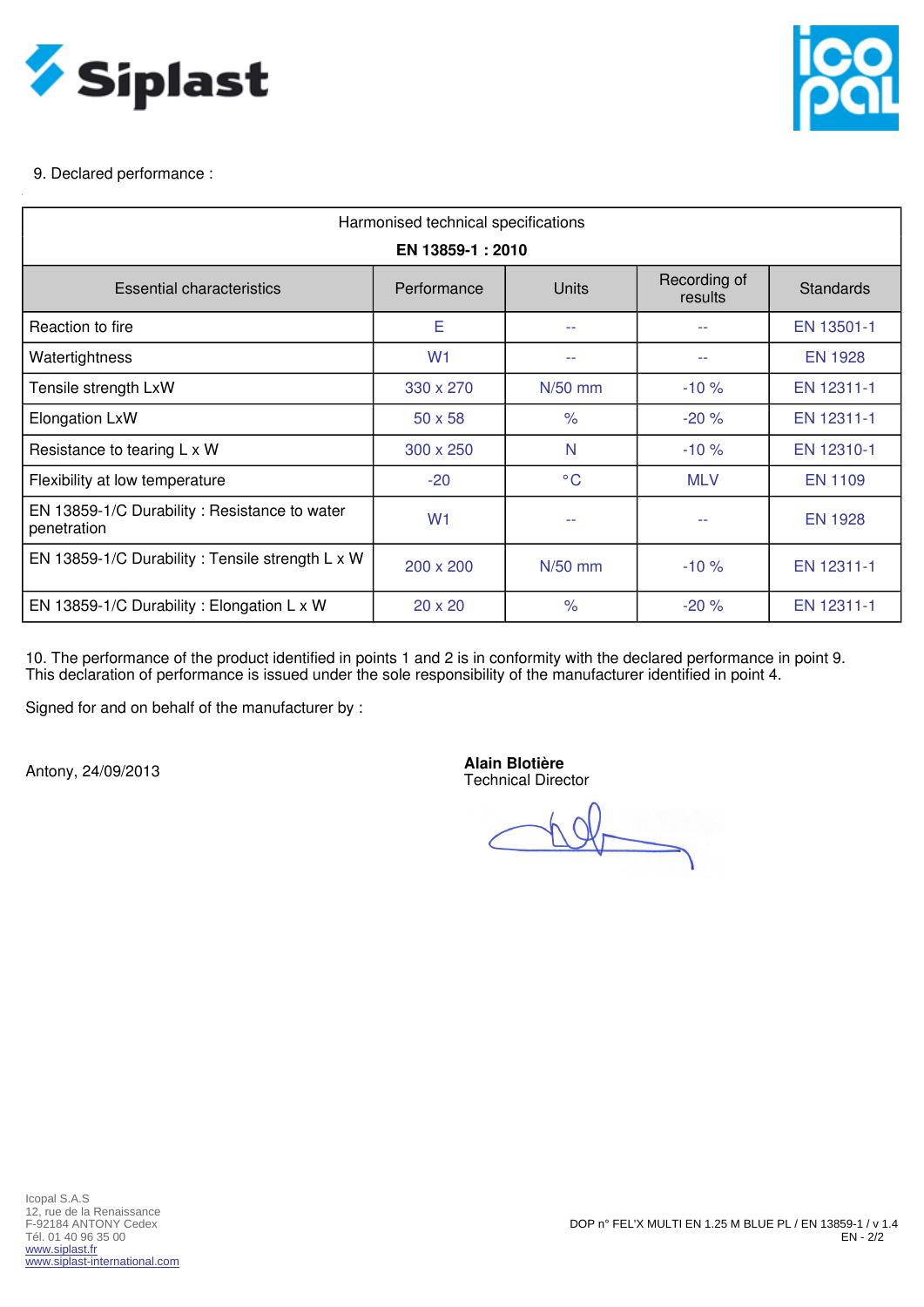9. Declared performance :

| Harmonised technical specifications **EN 13859-1 : 2010** | | | | |
|---|---|---|---|---|
| Essential characteristics | Performance | Units | Recording of results | Standards |
| Reaction to fire | E | -- | -- | EN 13501-1 |
| Watertightness | W1 | -- | -- | EN 1928 |
| Tensile strength LxW | 330 x 270 | N/50 mm | -10 % | EN 12311-1 |
| Elongation LxW | 50 x 58 | % | -20 % | EN 12311-1 |
| Resistance to tearing L x W | 300 x 250 | N | -10 % | EN 12310-1 |
| Flexibility at low temperature | -20 | °C | MLV | EN 1109 |
| EN 13859-1/C Durability : Resistance to water penetration | W1 | -- | -- | EN 1928 |
| EN 13859-1/C Durability : Tensile strength L x W | 200 x 200 | N/50 mm | -10 % | EN 12311-1 |
| EN 13859-1/C Durability : Elongation L x W | 20 x 20 | % | -20 % | EN 12311-1 |

10. The performance of the product identified in points 1 and 2 is in conformity with the declared performance in point 9.
This declaration of performance is issued under the sole responsibility of the manufacturer identified in point 4.

Signed for and on behalf of the manufacturer by :

Antony, 24/09/2013

**Alain Blotière**
Technical Director

Icopal S.A.S
12, rue de la Renaissance
F-92184 ANTONY Cedex
Tél. 01 40 96 35 00
www.siplast.fr
www.siplast-international.com

DOP n° FEL'X MULTI EN 1.25 M BLUE PL / EN 13859-1 / v 1.4